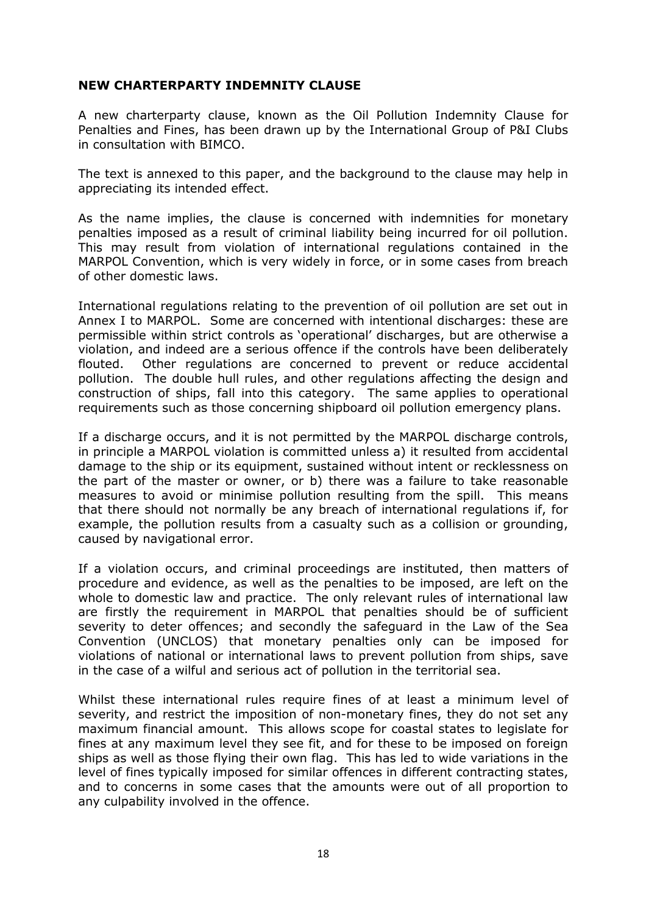**NEW CHARTERPARTY INDEMNITY CLAUSE**

A new charterparty clause, known as the Oil Pollution Indemnity Clause for Penalties and Fines, has been drawn up by the International Group of P&I Clubs in consultation with BIMCO.

The text is annexed to this paper, and the background to the clause may help in appreciating its intended effect.

As the name implies, the clause is concerned with indemnities for monetary penalties imposed as a result of criminal liability being incurred for oil pollution. This may result from violation of international regulations contained in the MARPOL Convention, which is very widely in force, or in some cases from breach of other domestic laws.

International regulations relating to the prevention of oil pollution are set out in Annex I to MARPOL. Some are concerned with intentional discharges: these are permissible within strict controls as 'operational' discharges, but are otherwise a violation, and indeed are a serious offence if the controls have been deliberately flouted. Other regulations are concerned to prevent or reduce accidental pollution. The double hull rules, and other regulations affecting the design and construction of ships, fall into this category. The same applies to operational requirements such as those concerning shipboard oil pollution emergency plans.

If a discharge occurs, and it is not permitted by the MARPOL discharge controls, in principle a MARPOL violation is committed unless a) it resulted from accidental damage to the ship or its equipment, sustained without intent or recklessness on the part of the master or owner, or b) there was a failure to take reasonable measures to avoid or minimise pollution resulting from the spill. This means that there should not normally be any breach of international regulations if, for example, the pollution results from a casualty such as a collision or grounding, caused by navigational error.

If a violation occurs, and criminal proceedings are instituted, then matters of procedure and evidence, as well as the penalties to be imposed, are left on the whole to domestic law and practice. The only relevant rules of international law are firstly the requirement in MARPOL that penalties should be of sufficient severity to deter offences; and secondly the safeguard in the Law of the Sea Convention (UNCLOS) that monetary penalties only can be imposed for violations of national or international laws to prevent pollution from ships, save in the case of a wilful and serious act of pollution in the territorial sea.

Whilst these international rules require fines of at least a minimum level of severity, and restrict the imposition of non-monetary fines, they do not set any maximum financial amount. This allows scope for coastal states to legislate for fines at any maximum level they see fit, and for these to be imposed on foreign ships as well as those flying their own flag. This has led to wide variations in the level of fines typically imposed for similar offences in different contracting states, and to concerns in some cases that the amounts were out of all proportion to any culpability involved in the offence.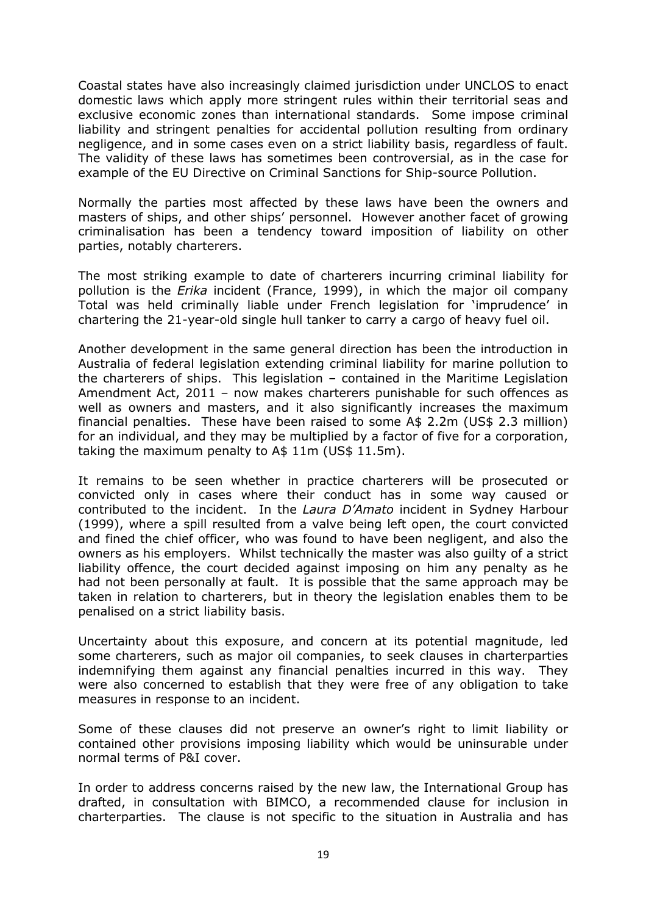Coastal states have also increasingly claimed jurisdiction under UNCLOS to enact domestic laws which apply more stringent rules within their territorial seas and exclusive economic zones than international standards. Some impose criminal liability and stringent penalties for accidental pollution resulting from ordinary negligence, and in some cases even on a strict liability basis, regardless of fault. The validity of these laws has sometimes been controversial, as in the case for example of the EU Directive on Criminal Sanctions for Ship-source Pollution.

Normally the parties most affected by these laws have been the owners and masters of ships, and other ships' personnel. However another facet of growing criminalisation has been a tendency toward imposition of liability on other parties, notably charterers.

The most striking example to date of charterers incurring criminal liability for pollution is the *Erika* incident (France, 1999), in which the major oil company Total was held criminally liable under French legislation for 'imprudence' in chartering the 21-year-old single hull tanker to carry a cargo of heavy fuel oil.

Another development in the same general direction has been the introduction in Australia of federal legislation extending criminal liability for marine pollution to the charterers of ships. This legislation – contained in the Maritime Legislation Amendment Act, 2011 – now makes charterers punishable for such offences as well as owners and masters, and it also significantly increases the maximum financial penalties. These have been raised to some A$ 2.2m (US$ 2.3 million) for an individual, and they may be multiplied by a factor of five for a corporation, taking the maximum penalty to A$ 11m (US$ 11.5m).

It remains to be seen whether in practice charterers will be prosecuted or convicted only in cases where their conduct has in some way caused or contributed to the incident. In the *Laura D'Amato* incident in Sydney Harbour (1999), where a spill resulted from a valve being left open, the court convicted and fined the chief officer, who was found to have been negligent, and also the owners as his employers. Whilst technically the master was also guilty of a strict liability offence, the court decided against imposing on him any penalty as he had not been personally at fault. It is possible that the same approach may be taken in relation to charterers, but in theory the legislation enables them to be penalised on a strict liability basis.

Uncertainty about this exposure, and concern at its potential magnitude, led some charterers, such as major oil companies, to seek clauses in charterparties indemnifying them against any financial penalties incurred in this way. They were also concerned to establish that they were free of any obligation to take measures in response to an incident.

Some of these clauses did not preserve an owner's right to limit liability or contained other provisions imposing liability which would be uninsurable under normal terms of P&I cover.

In order to address concerns raised by the new law, the International Group has drafted, in consultation with BIMCO, a recommended clause for inclusion in charterparties. The clause is not specific to the situation in Australia and has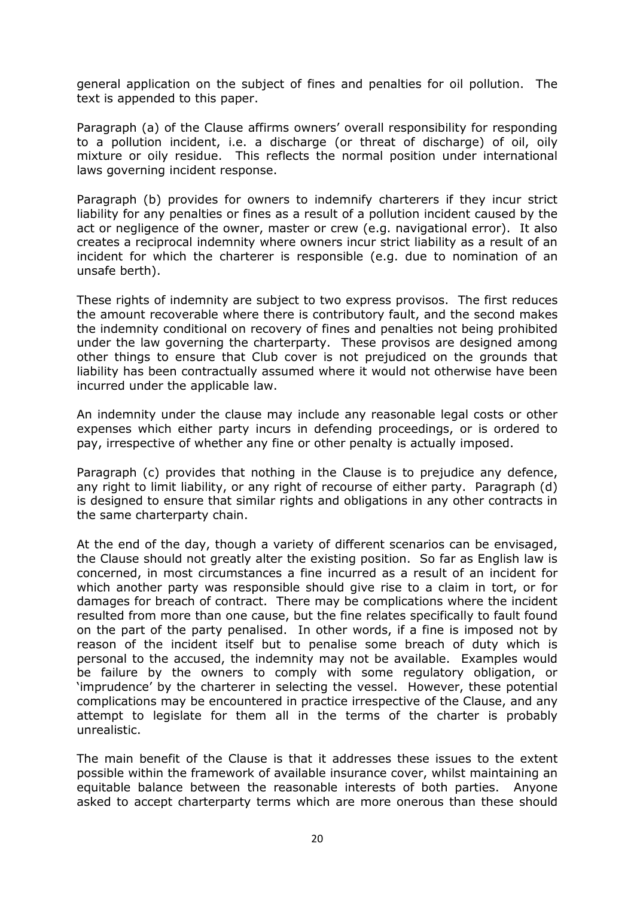general application on the subject of fines and penalties for oil pollution. The text is appended to this paper.

Paragraph (a) of the Clause affirms owners' overall responsibility for responding to a pollution incident, i.e. a discharge (or threat of discharge) of oil, oily mixture or oily residue. This reflects the normal position under international laws governing incident response.

Paragraph (b) provides for owners to indemnify charterers if they incur strict liability for any penalties or fines as a result of a pollution incident caused by the act or negligence of the owner, master or crew (e.g. navigational error). It also creates a reciprocal indemnity where owners incur strict liability as a result of an incident for which the charterer is responsible (e.g. due to nomination of an unsafe berth).

These rights of indemnity are subject to two express provisos. The first reduces the amount recoverable where there is contributory fault, and the second makes the indemnity conditional on recovery of fines and penalties not being prohibited under the law governing the charterparty. These provisos are designed among other things to ensure that Club cover is not prejudiced on the grounds that liability has been contractually assumed where it would not otherwise have been incurred under the applicable law.

An indemnity under the clause may include any reasonable legal costs or other expenses which either party incurs in defending proceedings, or is ordered to pay, irrespective of whether any fine or other penalty is actually imposed.

Paragraph (c) provides that nothing in the Clause is to prejudice any defence, any right to limit liability, or any right of recourse of either party. Paragraph (d) is designed to ensure that similar rights and obligations in any other contracts in the same charterparty chain.

At the end of the day, though a variety of different scenarios can be envisaged, the Clause should not greatly alter the existing position. So far as English law is concerned, in most circumstances a fine incurred as a result of an incident for which another party was responsible should give rise to a claim in tort, or for damages for breach of contract. There may be complications where the incident resulted from more than one cause, but the fine relates specifically to fault found on the part of the party penalised. In other words, if a fine is imposed not by reason of the incident itself but to penalise some breach of duty which is personal to the accused, the indemnity may not be available. Examples would be failure by the owners to comply with some regulatory obligation, or 'imprudence' by the charterer in selecting the vessel. However, these potential complications may be encountered in practice irrespective of the Clause, and any attempt to legislate for them all in the terms of the charter is probably unrealistic.

The main benefit of the Clause is that it addresses these issues to the extent possible within the framework of available insurance cover, whilst maintaining an equitable balance between the reasonable interests of both parties. Anyone asked to accept charterparty terms which are more onerous than these should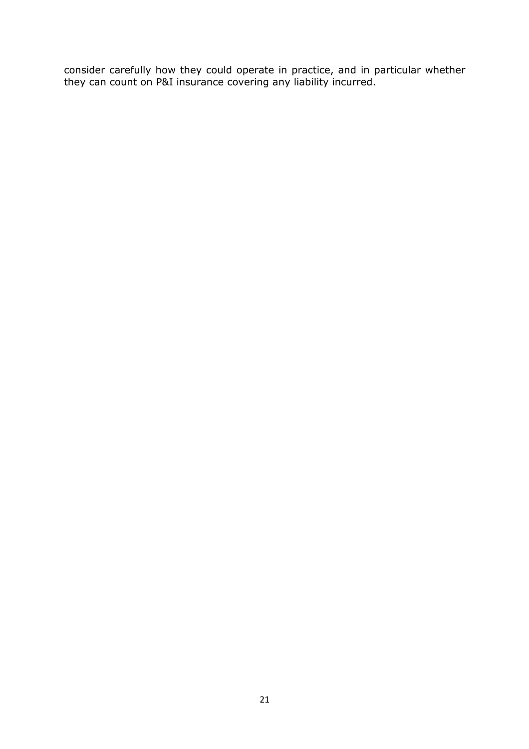consider carefully how they could operate in practice, and in particular whether they can count on P&I insurance covering any liability incurred.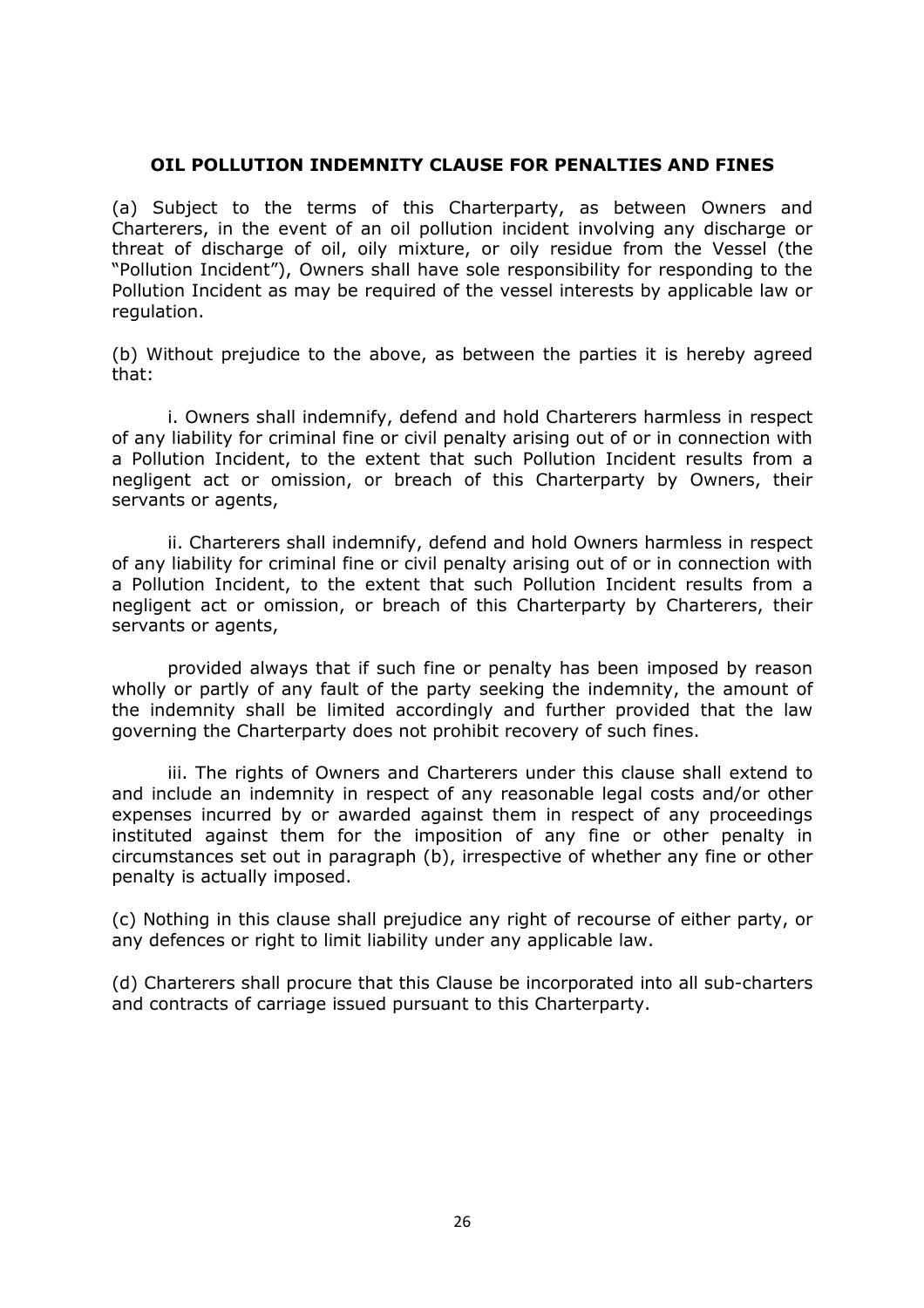## OIL POLLUTION INDEMNITY CLAUSE FOR PENALTIES AND FINES

(a) Subject to the terms of this Charterparty, as between Owners and Charterers, in the event of an oil pollution incident involving any discharge or threat of discharge of oil, oily mixture, or oily residue from the Vessel (the "Pollution Incident"), Owners shall have sole responsibility for responding to the Pollution Incident as may be required of the vessel interests by applicable law or regulation.

(b) Without prejudice to the above, as between the parties it is hereby agreed that:

i. Owners shall indemnify, defend and hold Charterers harmless in respect of any liability for criminal fine or civil penalty arising out of or in connection with a Pollution Incident, to the extent that such Pollution Incident results from a negligent act or omission, or breach of this Charterparty by Owners, their servants or agents,

ii. Charterers shall indemnify, defend and hold Owners harmless in respect of any liability for criminal fine or civil penalty arising out of or in connection with a Pollution Incident, to the extent that such Pollution Incident results from a negligent act or omission, or breach of this Charterparty by Charterers, their servants or agents,

provided always that if such fine or penalty has been imposed by reason wholly or partly of any fault of the party seeking the indemnity, the amount of the indemnity shall be limited accordingly and further provided that the law governing the Charterparty does not prohibit recovery of such fines.

iii. The rights of Owners and Charterers under this clause shall extend to and include an indemnity in respect of any reasonable legal costs and/or other expenses incurred by or awarded against them in respect of any proceedings instituted against them for the imposition of any fine or other penalty in circumstances set out in paragraph (b), irrespective of whether any fine or other penalty is actually imposed.

(c) Nothing in this clause shall prejudice any right of recourse of either party, or any defences or right to limit liability under any applicable law.

(d) Charterers shall procure that this Clause be incorporated into all sub-charters and contracts of carriage issued pursuant to this Charterparty.